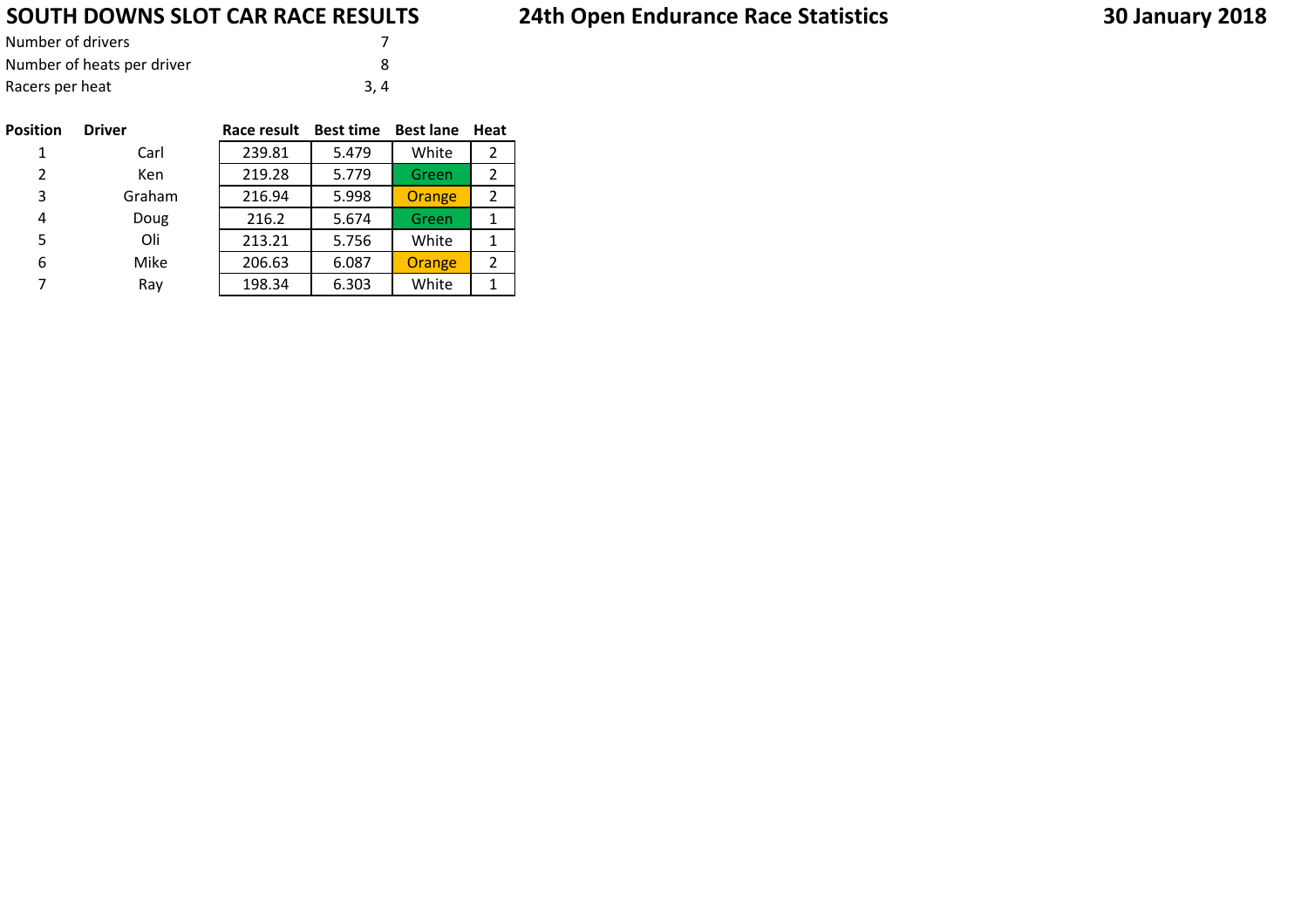# SOUTH DOWNS SLOT CAR RACE RESULTS

## 24th Open Endurance Race Statistics

**30 January 2018**

| | |
|---|---|
| Number of drivers | 7 |
| Number of heats per driver | 8 |
| Racers per heat | 3, 4 |

| Position | Driver | Race result | Best time | Best lane | Heat |
|---|---|---|---|---|---|
| 1 | Carl | 239.81 | 5.479 | White | 2 |
| 2 | Ken | 219.28 | 5.779 | Green | 2 |
| 3 | Graham | 216.94 | 5.998 | Orange | 2 |
| 4 | Doug | 216.2 | 5.674 | Green | 1 |
| 5 | Oli | 213.21 | 5.756 | White | 1 |
| 6 | Mike | 206.63 | 6.087 | Orange | 2 |
| 7 | Ray | 198.34 | 6.303 | White | 1 |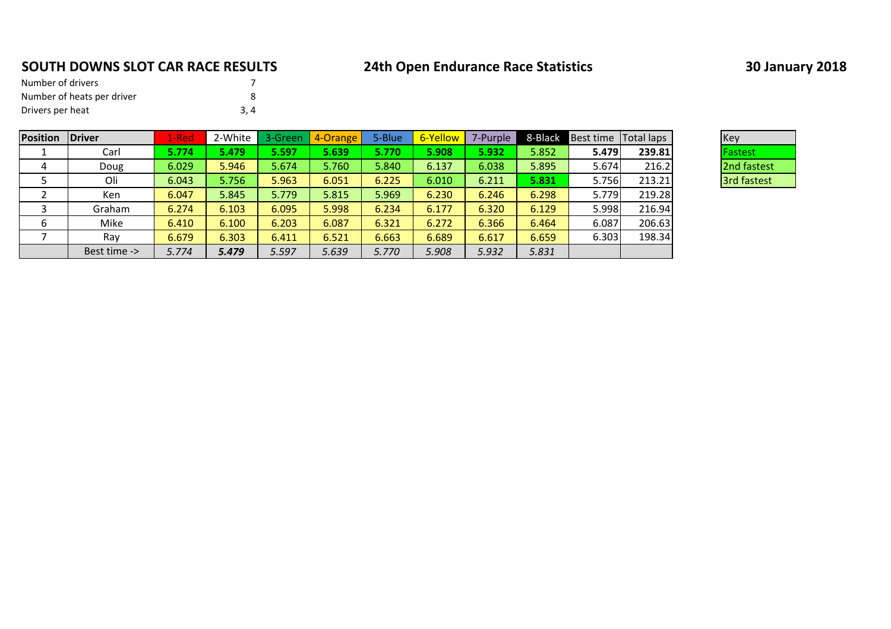## SOUTH DOWNS SLOT CAR RACE RESULTS

## 24th Open Endurance Race Statistics

## 30 January 2018

| | |
|---|---|
| Number of drivers | 7 |
| Number of heats per driver | 8 |
| Drivers per heat | 3, 4 |

| Position | Driver | 1-Red | 2-White | 3-Green | 4-Orange | 5-Blue | 6-Yellow | 7-Purple | 8-Black | Best time | Total laps |
|---|---|---|---|---|---|---|---|---|---|---|---|
| 1 | Carl | **5.774** | **5.479** | **5.597** | **5.639** | **5.770** | **5.908** | **5.932** | 5.852 | **5.479** | **239.81** |
| 4 | Doug | 6.029 | 5.946 | 5.674 | 5.760 | 5.840 | 6.137 | 6.038 | 5.895 | 5.674 | 216.2 |
| 5 | Oli | 6.043 | 5.756 | 5.963 | 6.051 | 6.225 | 6.010 | 6.211 | **5.831** | 5.756 | 213.21 |
| 2 | Ken | 6.047 | 5.845 | 5.779 | 5.815 | 5.969 | 6.230 | 6.246 | 6.298 | 5.779 | 219.28 |
| 3 | Graham | 6.274 | 6.103 | 6.095 | 5.998 | 6.234 | 6.177 | 6.320 | 6.129 | 5.998 | 216.94 |
| 6 | Mike | 6.410 | 6.100 | 6.203 | 6.087 | 6.321 | 6.272 | 6.366 | 6.464 | 6.087 | 206.63 |
| 7 | Ray | 6.679 | 6.303 | 6.411 | 6.521 | 6.663 | 6.689 | 6.617 | 6.659 | 6.303 | 198.34 |
| | Best time -> | *5.774* | ***5.479*** | *5.597* | *5.639* | *5.770* | *5.908* | *5.932* | *5.831* | | |

| Key |
|---|
| Fastest |
| 2nd fastest |
| 3rd fastest |